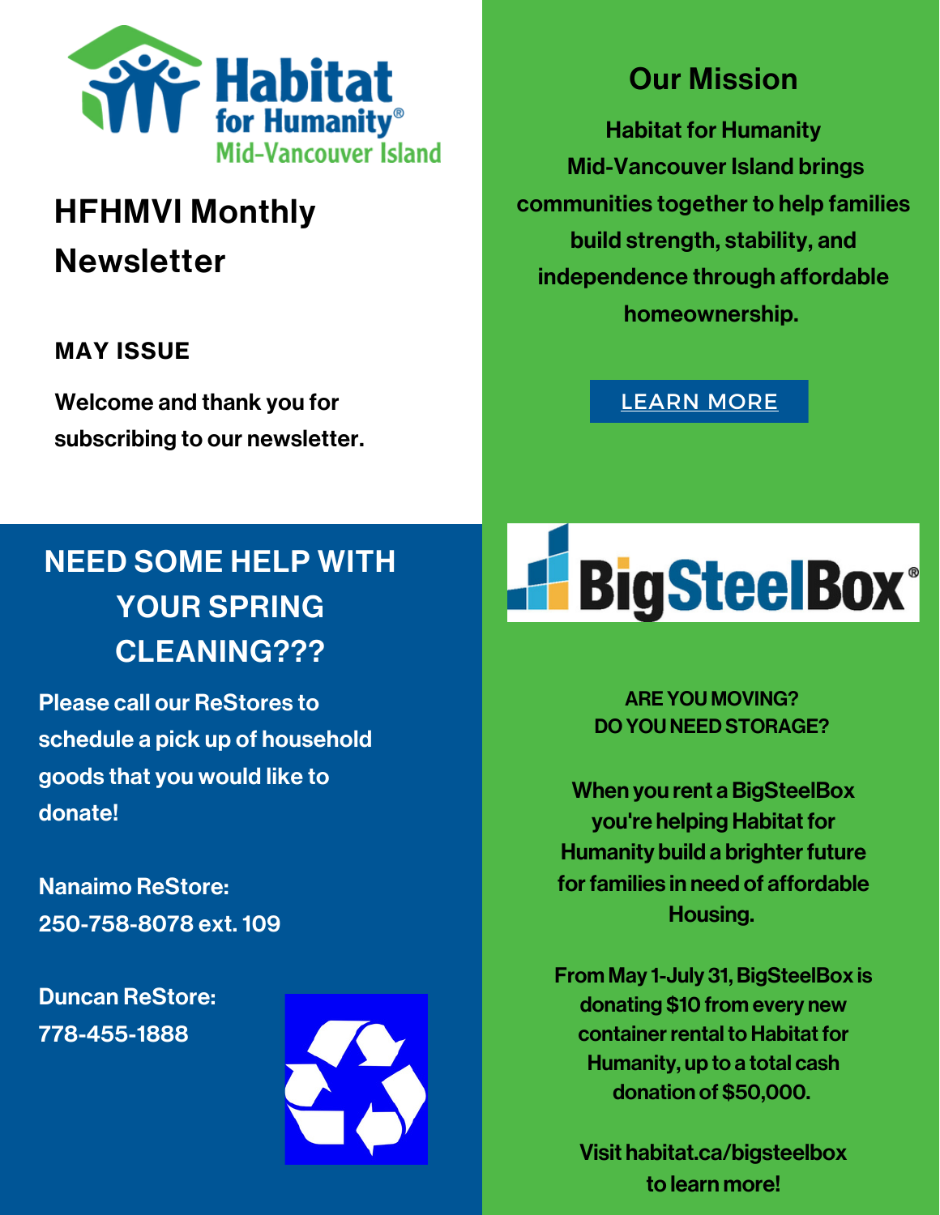Habitat for Humanity® Mid-Vancouver Island

# HFHMVI Monthly Newsletter

**MAY ISSUE**

**Welcome and thank you for subscribing to our newsletter.**

## Our Mission

**Habitat for Humanity Mid-Vancouver Island brings communities together to help families build strength, stability, and independence through affordable homeownership.**

LEARN MORE

## NEED SOME HELP WITH YOUR SPRING CLEANING???

**Please call our ReStores to schedule a pick up of household goods that you would like to donate!**

**Nanaimo ReStore:**
**250-758-8078 ext. 109**

**Duncan ReStore:**
**778-455-1888**

BigSteelBox®

**ARE YOU MOVING?**
**DO YOU NEED STORAGE?**

**When you rent a BigSteelBox you're helping Habitat for Humanity build a brighter future for families in need of affordable Housing.**

**From May 1-July 31, BigSteelBox is donating $10 from every new container rental to Habitat for Humanity, up to a total cash donation of $50,000.**

**Visit habitat.ca/bigsteelbox to learn more!**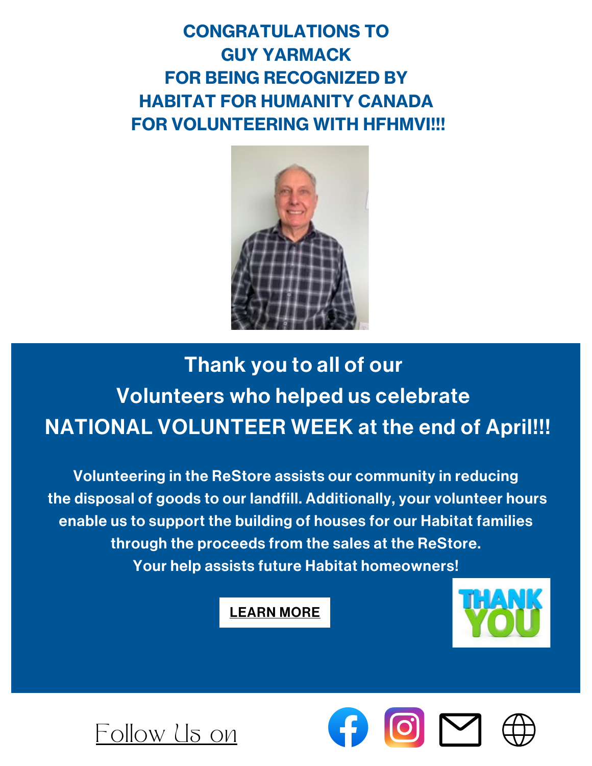## CONGRATULATIONS TO GUY YARMACK FOR BEING RECOGNIZED BY HABITAT FOR HUMANITY CANADA FOR VOLUNTEERING WITH HFHMVI!!!

### Thank you to all of our Volunteers who helped us celebrate NATIONAL VOLUNTEER WEEK at the end of April!!!

**Volunteering in the ReStore assists our community in reducing the disposal of goods to our landfill. Additionally, your volunteer hours enable us to support the building of houses for our Habitat families through the proceeds from the sales at the ReStore. Your help assists future Habitat homeowners!**

**LEARN MORE**

THANK YOU

Follow Us on